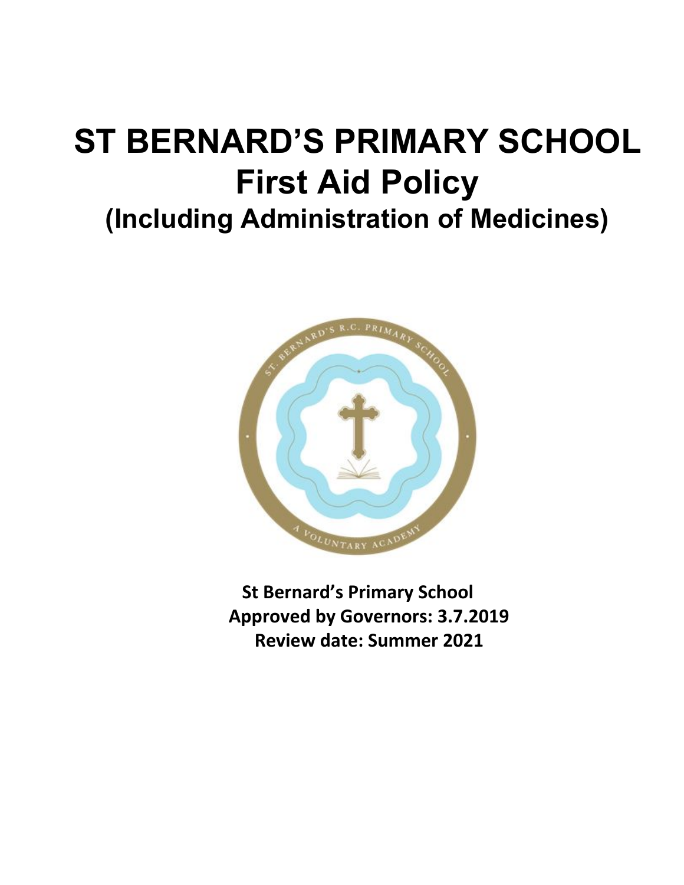# ST BERNARD'S PRIMARY SCHOOL
# First Aid Policy
## (Including Administration of Medicines)

**St Bernard's Primary School**
**Approved by Governors: 3.7.2019**
**Review date: Summer 2021**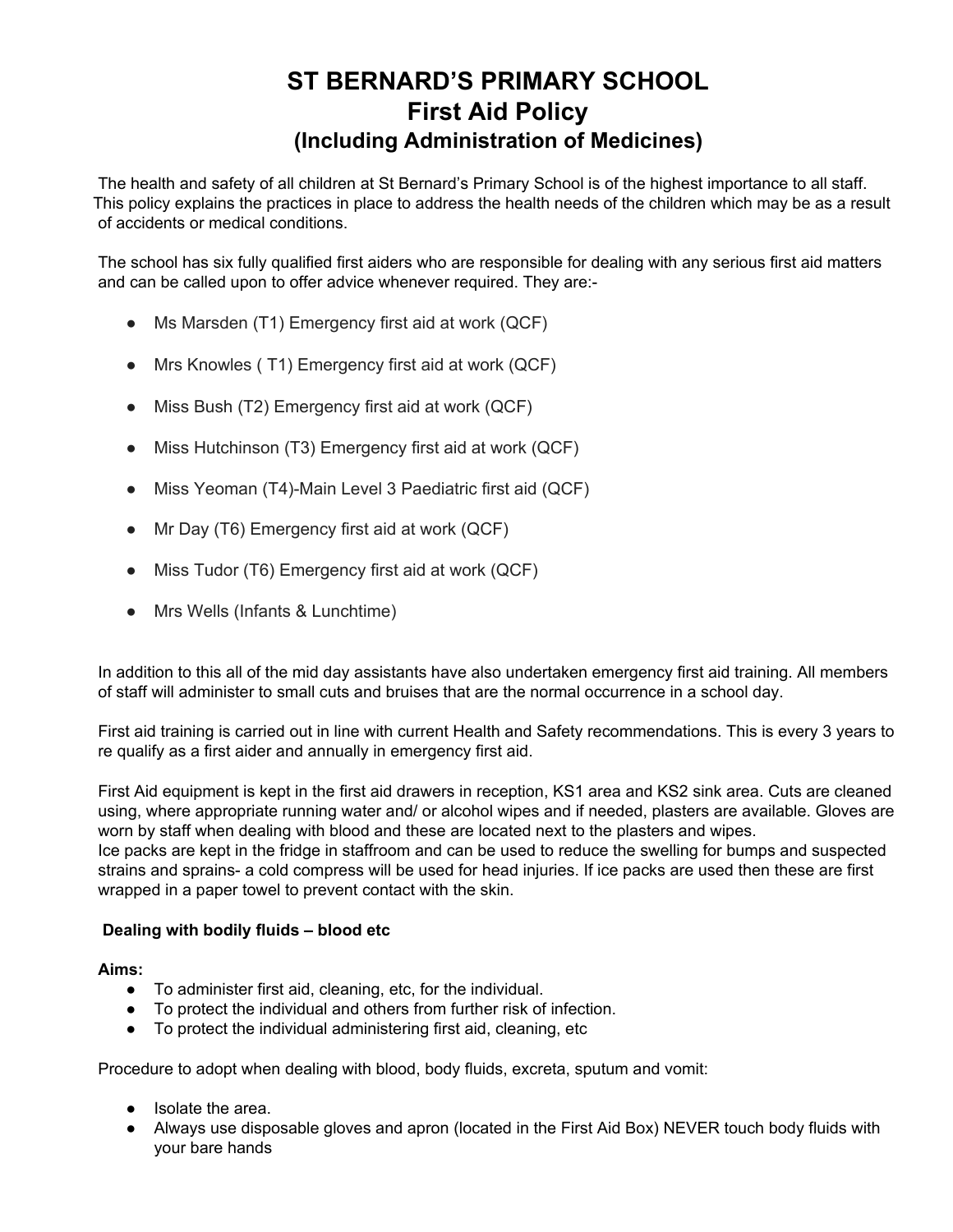# ST BERNARD'S PRIMARY SCHOOL
# First Aid Policy
## (Including Administration of Medicines)

The health and safety of all children at St Bernard's Primary School is of the highest importance to all staff. This policy explains the practices in place to address the health needs of the children which may be as a result of accidents or medical conditions.

The school has six fully qualified first aiders who are responsible for dealing with any serious first aid matters and can be called upon to offer advice whenever required. They are:-

- Ms Marsden (T1) Emergency first aid at work (QCF)
- Mrs Knowles ( T1) Emergency first aid at work (QCF)
- Miss Bush (T2) Emergency first aid at work (QCF)
- Miss Hutchinson (T3) Emergency first aid at work (QCF)
- Miss Yeoman (T4)-Main Level 3 Paediatric first aid (QCF)
- Mr Day (T6) Emergency first aid at work (QCF)
- Miss Tudor (T6) Emergency first aid at work (QCF)
- Mrs Wells (Infants & Lunchtime)

In addition to this all of the mid day assistants have also undertaken emergency first aid training. All members of staff will administer to small cuts and bruises that are the normal occurrence in a school day.

First aid training is carried out in line with current Health and Safety recommendations. This is every 3 years to re qualify as a first aider and annually in emergency first aid.

First Aid equipment is kept in the first aid drawers in reception, KS1 area and KS2 sink area. Cuts are cleaned using, where appropriate running water and/ or alcohol wipes and if needed, plasters are available. Gloves are worn by staff when dealing with blood and these are located next to the plasters and wipes.
Ice packs are kept in the fridge in staffroom and can be used to reduce the swelling for bumps and suspected strains and sprains- a cold compress will be used for head injuries. If ice packs are used then these are first wrapped in a paper towel to prevent contact with the skin.

**Dealing with bodily fluids – blood etc**

**Aims:**

- To administer first aid, cleaning, etc, for the individual.
- To protect the individual and others from further risk of infection.
- To protect the individual administering first aid, cleaning, etc

Procedure to adopt when dealing with blood, body fluids, excreta, sputum and vomit:

- Isolate the area.
- Always use disposable gloves and apron (located in the First Aid Box) NEVER touch body fluids with your bare hands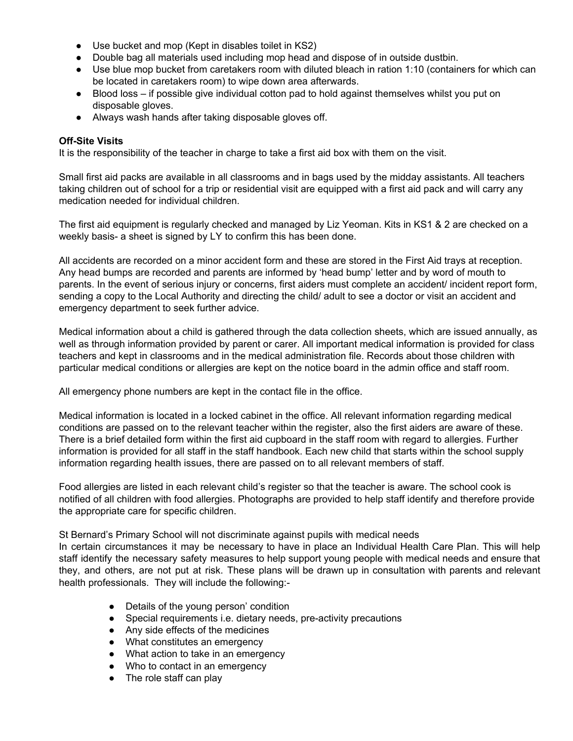- Use bucket and mop (Kept in disables toilet in KS2)
- Double bag all materials used including mop head and dispose of in outside dustbin.
- Use blue mop bucket from caretakers room with diluted bleach in ration 1:10 (containers for which can be located in caretakers room) to wipe down area afterwards.
- Blood loss – if possible give individual cotton pad to hold against themselves whilst you put on disposable gloves.
- Always wash hands after taking disposable gloves off.

**Off-Site Visits**

It is the responsibility of the teacher in charge to take a first aid box with them on the visit.

Small first aid packs are available in all classrooms and in bags used by the midday assistants. All teachers taking children out of school for a trip or residential visit are equipped with a first aid pack and will carry any medication needed for individual children.

The first aid equipment is regularly checked and managed by Liz Yeoman. Kits in KS1 & 2 are checked on a weekly basis- a sheet is signed by LY to confirm this has been done.

All accidents are recorded on a minor accident form and these are stored in the First Aid trays at reception. Any head bumps are recorded and parents are informed by 'head bump' letter and by word of mouth to parents. In the event of serious injury or concerns, first aiders must complete an accident/ incident report form, sending a copy to the Local Authority and directing the child/ adult to see a doctor or visit an accident and emergency department to seek further advice.

Medical information about a child is gathered through the data collection sheets, which are issued annually, as well as through information provided by parent or carer. All important medical information is provided for class teachers and kept in classrooms and in the medical administration file. Records about those children with particular medical conditions or allergies are kept on the notice board in the admin office and staff room.

All emergency phone numbers are kept in the contact file in the office.

Medical information is located in a locked cabinet in the office. All relevant information regarding medical conditions are passed on to the relevant teacher within the register, also the first aiders are aware of these. There is a brief detailed form within the first aid cupboard in the staff room with regard to allergies. Further information is provided for all staff in the staff handbook. Each new child that starts within the school supply information regarding health issues, there are passed on to all relevant members of staff.

Food allergies are listed in each relevant child's register so that the teacher is aware. The school cook is notified of all children with food allergies. Photographs are provided to help staff identify and therefore provide the appropriate care for specific children.

St Bernard's Primary School will not discriminate against pupils with medical needs

In certain circumstances it may be necessary to have in place an Individual Health Care Plan. This will help staff identify the necessary safety measures to help support young people with medical needs and ensure that they, and others, are not put at risk. These plans will be drawn up in consultation with parents and relevant health professionals. They will include the following:-

- Details of the young person' condition
- Special requirements i.e. dietary needs, pre-activity precautions
- Any side effects of the medicines
- What constitutes an emergency
- What action to take in an emergency
- Who to contact in an emergency
- The role staff can play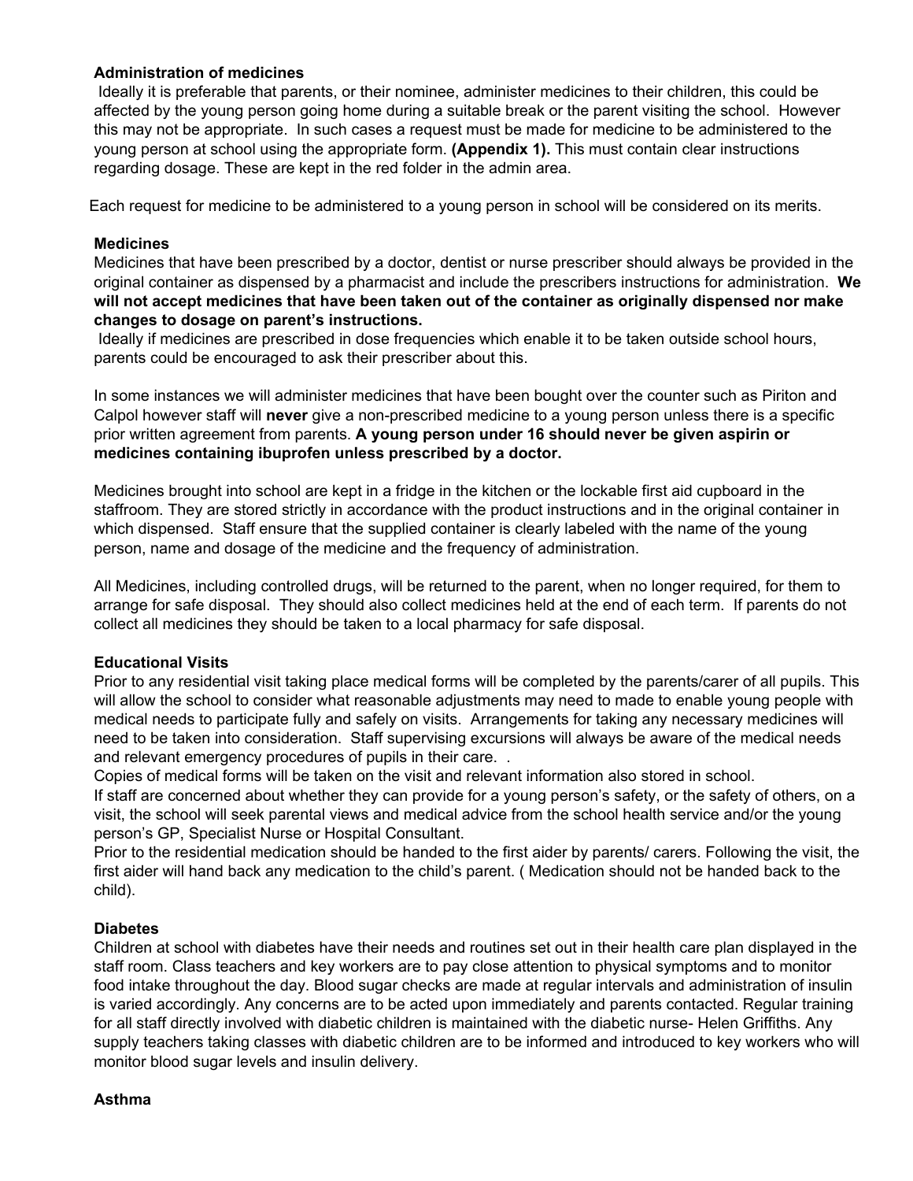**Administration of medicines**

Ideally it is preferable that parents, or their nominee, administer medicines to their children, this could be affected by the young person going home during a suitable break or the parent visiting the school. However this may not be appropriate. In such cases a request must be made for medicine to be administered to the young person at school using the appropriate form. **(Appendix 1).** This must contain clear instructions regarding dosage. These are kept in the red folder in the admin area.

Each request for medicine to be administered to a young person in school will be considered on its merits.

**Medicines**

Medicines that have been prescribed by a doctor, dentist or nurse prescriber should always be provided in the original container as dispensed by a pharmacist and include the prescribers instructions for administration. **We will not accept medicines that have been taken out of the container as originally dispensed nor make changes to dosage on parent's instructions.**

Ideally if medicines are prescribed in dose frequencies which enable it to be taken outside school hours, parents could be encouraged to ask their prescriber about this.

In some instances we will administer medicines that have been bought over the counter such as Piriton and Calpol however staff will **never** give a non-prescribed medicine to a young person unless there is a specific prior written agreement from parents. **A young person under 16 should never be given aspirin or medicines containing ibuprofen unless prescribed by a doctor.**

Medicines brought into school are kept in a fridge in the kitchen or the lockable first aid cupboard in the staffroom. They are stored strictly in accordance with the product instructions and in the original container in which dispensed. Staff ensure that the supplied container is clearly labeled with the name of the young person, name and dosage of the medicine and the frequency of administration.

All Medicines, including controlled drugs, will be returned to the parent, when no longer required, for them to arrange for safe disposal. They should also collect medicines held at the end of each term. If parents do not collect all medicines they should be taken to a local pharmacy for safe disposal.

**Educational Visits**

Prior to any residential visit taking place medical forms will be completed by the parents/carer of all pupils. This will allow the school to consider what reasonable adjustments may need to made to enable young people with medical needs to participate fully and safely on visits. Arrangements for taking any necessary medicines will need to be taken into consideration. Staff supervising excursions will always be aware of the medical needs and relevant emergency procedures of pupils in their care. .

Copies of medical forms will be taken on the visit and relevant information also stored in school.

If staff are concerned about whether they can provide for a young person's safety, or the safety of others, on a visit, the school will seek parental views and medical advice from the school health service and/or the young person's GP, Specialist Nurse or Hospital Consultant.

Prior to the residential medication should be handed to the first aider by parents/ carers. Following the visit, the first aider will hand back any medication to the child's parent. ( Medication should not be handed back to the child).

**Diabetes**

Children at school with diabetes have their needs and routines set out in their health care plan displayed in the staff room. Class teachers and key workers are to pay close attention to physical symptoms and to monitor food intake throughout the day. Blood sugar checks are made at regular intervals and administration of insulin is varied accordingly. Any concerns are to be acted upon immediately and parents contacted. Regular training for all staff directly involved with diabetic children is maintained with the diabetic nurse- Helen Griffiths. Any supply teachers taking classes with diabetic children are to be informed and introduced to key workers who will monitor blood sugar levels and insulin delivery.

**Asthma**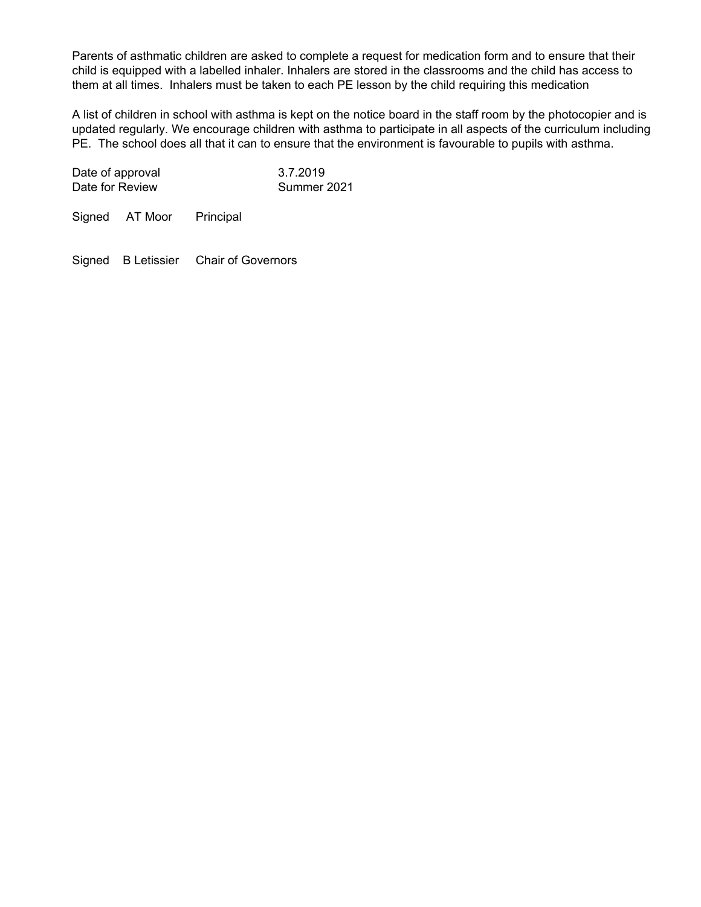Parents of asthmatic children are asked to complete a request for medication form and to ensure that their child is equipped with a labelled inhaler. Inhalers are stored in the classrooms and the child has access to them at all times. Inhalers must be taken to each PE lesson by the child requiring this medication

A list of children in school with asthma is kept on the notice board in the staff room by the photocopier and is updated regularly. We encourage children with asthma to participate in all aspects of the curriculum including PE. The school does all that it can to ensure that the environment is favourable to pupils with asthma.

Date of approval 3.7.2019
Date for Review Summer 2021

Signed AT Moor Principal

Signed B Letissier Chair of Governors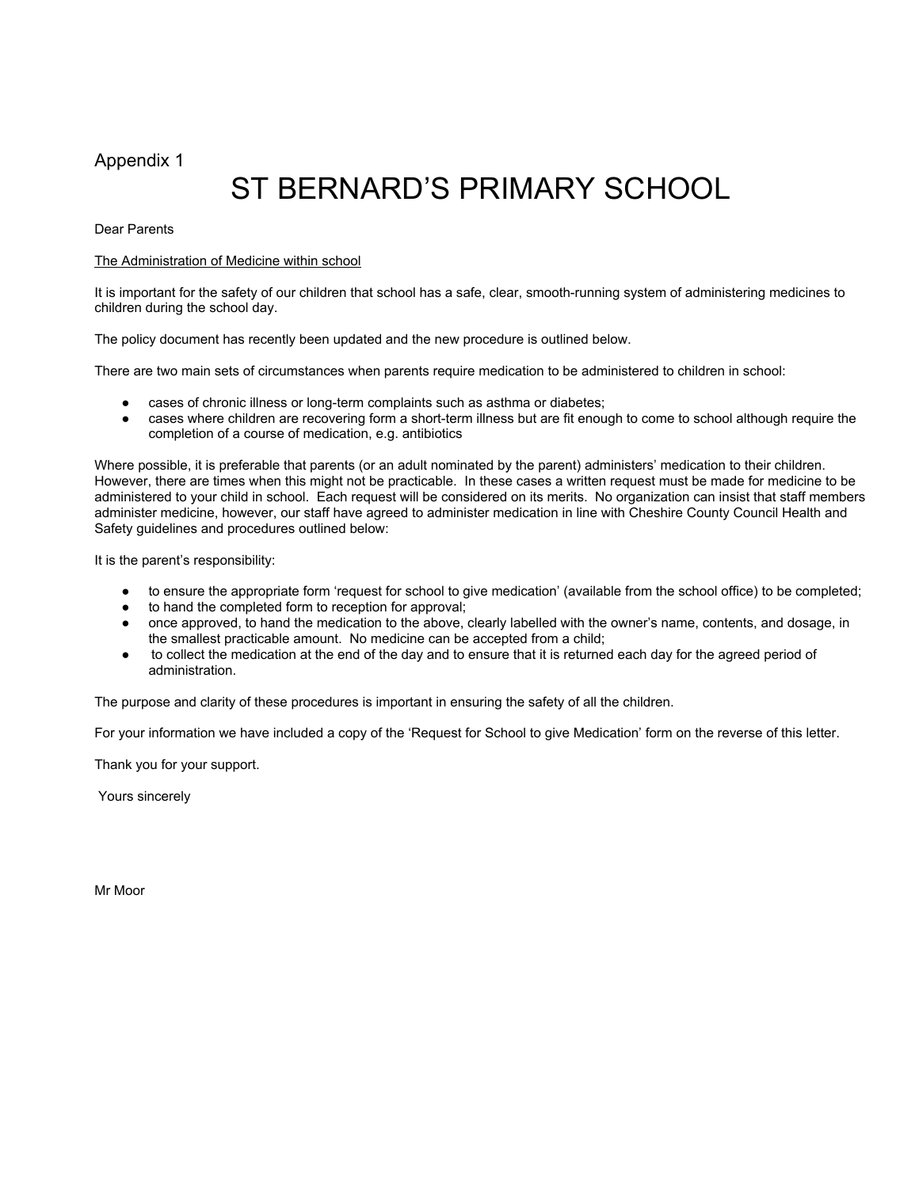Appendix 1

# ST BERNARD'S PRIMARY SCHOOL

Dear Parents

The Administration of Medicine within school

It is important for the safety of our children that school has a safe, clear, smooth-running system of administering medicines to children during the school day.

The policy document has recently been updated and the new procedure is outlined below.

There are two main sets of circumstances when parents require medication to be administered to children in school:

- cases of chronic illness or long-term complaints such as asthma or diabetes;
- cases where children are recovering form a short-term illness but are fit enough to come to school although require the completion of a course of medication, e.g. antibiotics

Where possible, it is preferable that parents (or an adult nominated by the parent) administers' medication to their children. However, there are times when this might not be practicable. In these cases a written request must be made for medicine to be administered to your child in school. Each request will be considered on its merits. No organization can insist that staff members administer medicine, however, our staff have agreed to administer medication in line with Cheshire County Council Health and Safety guidelines and procedures outlined below:

It is the parent's responsibility:

- to ensure the appropriate form 'request for school to give medication' (available from the school office) to be completed;
- to hand the completed form to reception for approval;
- once approved, to hand the medication to the above, clearly labelled with the owner's name, contents, and dosage, in the smallest practicable amount. No medicine can be accepted from a child;
- to collect the medication at the end of the day and to ensure that it is returned each day for the agreed period of administration.

The purpose and clarity of these procedures is important in ensuring the safety of all the children.

For your information we have included a copy of the 'Request for School to give Medication' form on the reverse of this letter.

Thank you for your support.

Yours sincerely

Mr Moor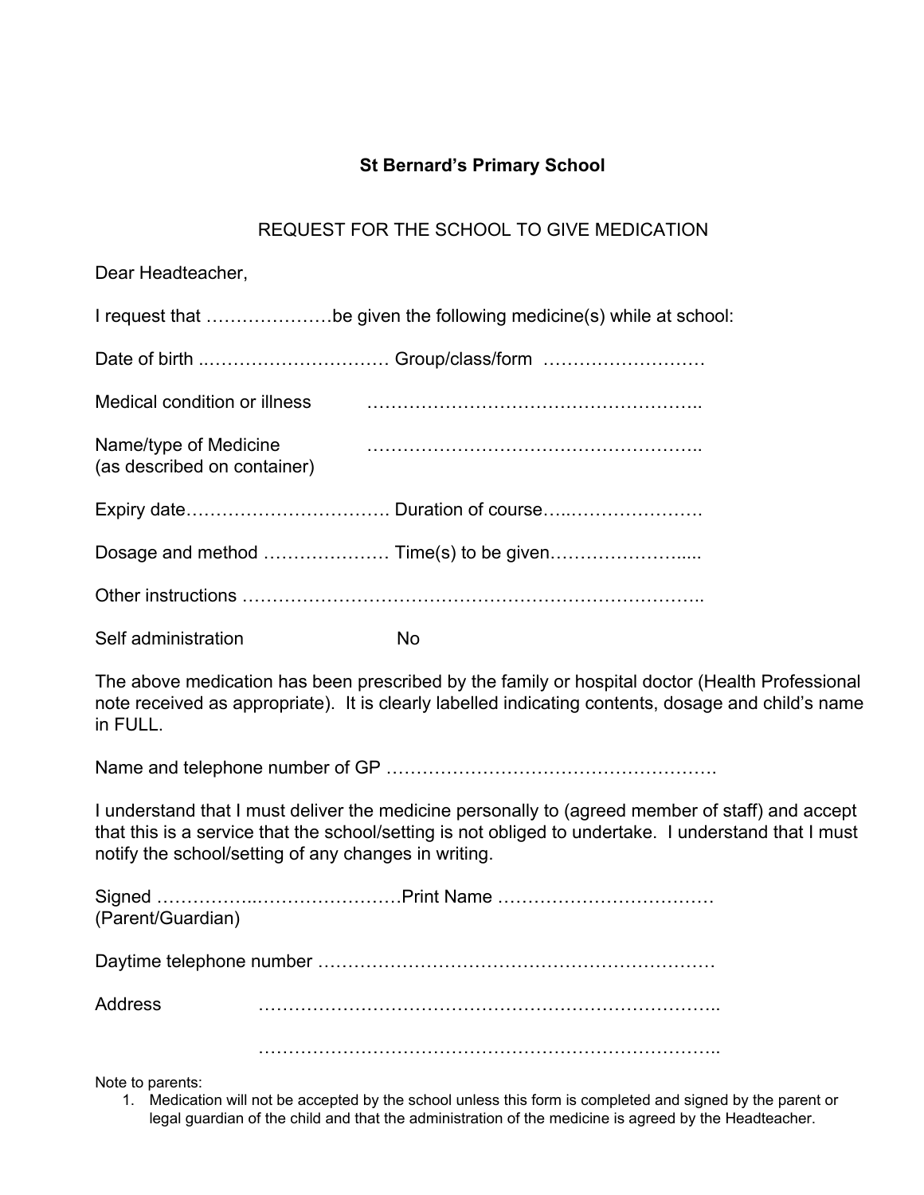**St Bernard's Primary School**

REQUEST FOR THE SCHOOL TO GIVE MEDICATION

Dear Headteacher,

I request that …………………be given the following medicine(s) while at school:

Date of birth ..………………………… Group/class/form ………………………

Medical condition or illness ………………………………………………..

Name/type of Medicine ………………………………………………..
(as described on container)

Expiry date……………………………. Duration of course…..………………….

Dosage and method ………………… Time(s) to be given…………………....

Other instructions ………………………………………………………………..

Self administration No

The above medication has been prescribed by the family or hospital doctor (Health Professional note received as appropriate). It is clearly labelled indicating contents, dosage and child's name in FULL.

Name and telephone number of GP ……………………………………………….

I understand that I must deliver the medicine personally to (agreed member of staff) and accept that this is a service that the school/setting is not obliged to undertake. I understand that I must notify the school/setting of any changes in writing.

Signed ……………..……………………Print Name ………………………………
(Parent/Guardian)

Daytime telephone number …………………………………………………………

Address ………………………………………………………………..

………………………………………………………………..

Note to parents:

1. Medication will not be accepted by the school unless this form is completed and signed by the parent or legal guardian of the child and that the administration of the medicine is agreed by the Headteacher.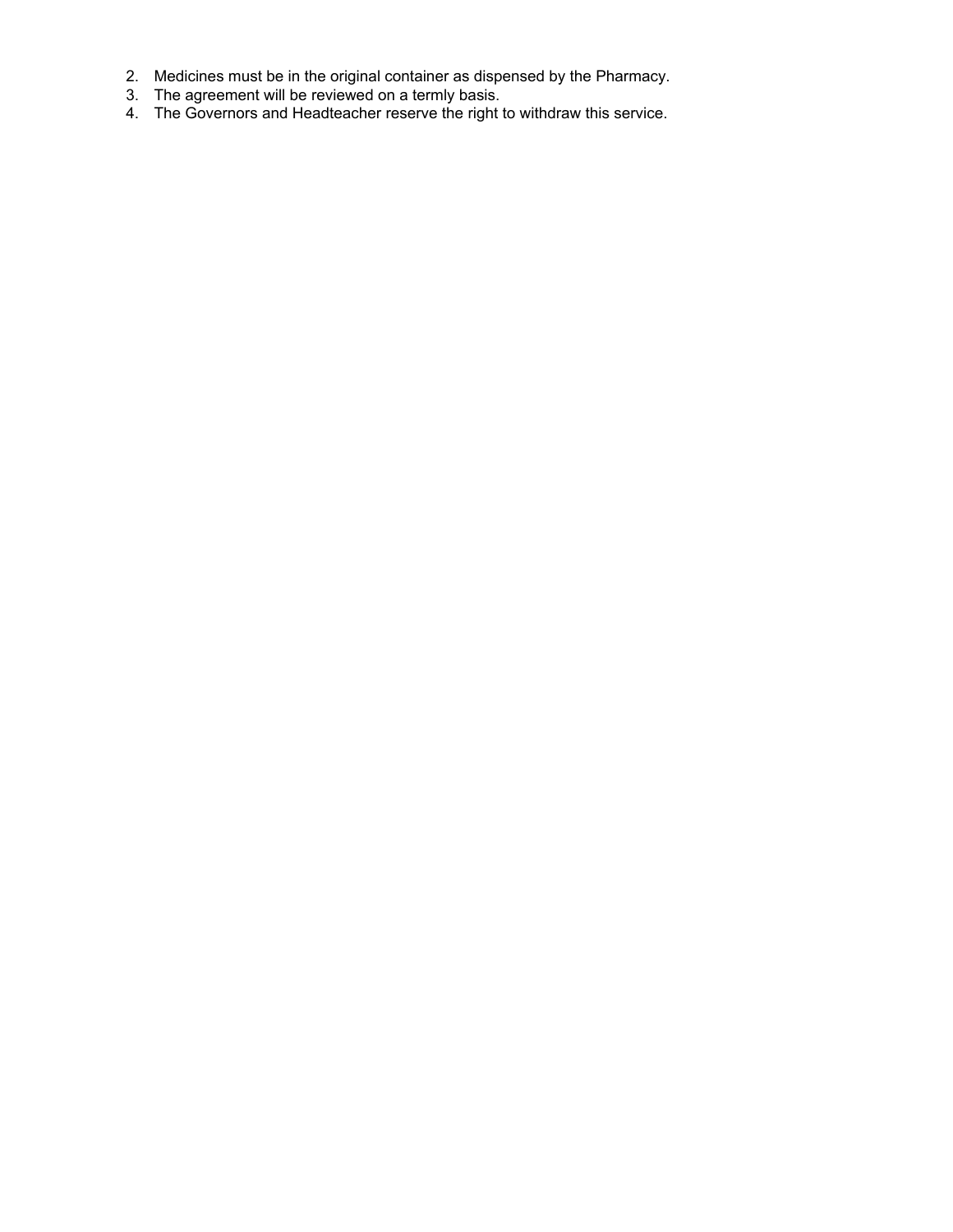2. Medicines must be in the original container as dispensed by the Pharmacy.
3. The agreement will be reviewed on a termly basis.
4. The Governors and Headteacher reserve the right to withdraw this service.